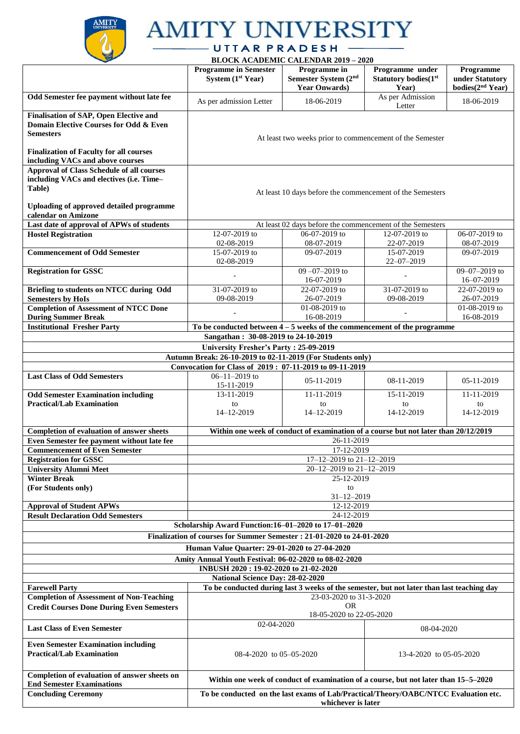# AMITY UNIVERSITY

## UTTAR PRADESH

### BLOCK ACADEMIC CALENDAR 2019 – 2020

| | Programme in Semester System (1st Year) | Programme in Semester System (2nd Year Onwards) | Programme under Statutory bodies(1st Year) | Programme under Statutory bodies(2nd Year) |
|---|---|---|---|---|
| **Odd Semester fee payment without late fee** | As per admission Letter | 18-06-2019 | As per Admission Letter | 18-06-2019 |
| **Finalisation of SAP, Open Elective and Domain Elective Courses for Odd & Even Semesters**<br>**Finalization of Faculty for all courses including VACs and above courses** | At least two weeks prior to commencement of the Semester | | | |
| **Approval of Class Schedule of all courses including VACs and electives (i.e. Time–Table)**<br>**Uploading of approved detailed programme calendar on Amizone** | At least 10 days before the commencement of the Semesters | | | |
| **Last date of approval of APWs of students** | At least 02 days before the commencement of the Semesters | | | |
| **Hostel Registration** | 12-07-2019 to 02-08-2019 | 06-07-2019 to 08-07-2019 | 12-07-2019 to 22-07-2019 | 06-07-2019 to 08-07-2019 |
| **Commencement of Odd Semester** | 15-07-2019 to 02-08-2019 | 09-07-2019 | 15-07-2019 22–07–2019 | 09-07-2019 |
| **Registration for GSSC** | - | 09 –07– 2019 to 16-07-2019 | - | 09–07–2019 to 16–07–2019 |
| **Briefing to students on NTCC during Odd Semesters by HoIs** | 31-07-2019 to 09-08-2019 | 22-07-2019 to 26-07-2019 | 31-07-2019 to 09-08-2019 | 22-07-2019 to 26-07-2019 |
| **Completion of Assessment of NTCC Done During Summer Break** | - | 01-08-2019 to 16-08-2019 | - | 01-08-2019 to 16-08-2019 |
| **Institutional Fresher Party** | **To be conducted between 4 – 5 weeks of the commencement of the programme** | | | |
| **Sangathan : 30-08-2019 to 24-10-2019** | | | | |
| **University Fresher's Party : 25-09-2019** | | | | |
| **Autumn Break: 26-10-2019 to 02-11-2019 (For Students only)** | | | | |
| **Convocation for Class of 2019 : 07-11-2019 to 09-11-2019** | | | | |
| **Last Class of Odd Semesters** | 06–11–2019 to 15-11-2019 | 05-11-2019 | 08-11-2019 | 05-11-2019 |
| **Odd Semester Examination including Practical/Lab Examination** | 13-11-2019 to 14–12-2019 | 11-11-2019 to 14-12-2019 | 15-11-2019 to 14-12-2019 | 11-11-2019 to 14-12-2019 |
| **Completion of evaluation of answer sheets** | **Within one week of conduct of examination of a course but not later than 20/12/2019** | | | |
| **Even Semester fee payment without late fee** | 26-11-2019 | | | |
| **Commencement of Even Semester** | 17-12-2019 | | | |
| **Registration for GSSC** | 17–12–2019 to 21–12–2019 | | | |
| **University Alumni Meet** | 20–12–2019 to 21–12–2019 | | | |
| **Winter Break (For Students only)** | 25-12-2019 to 31–12–2019 | | | |
| **Approval of Student APWs** | 12-12-2019 | | | |
| **Result Declaration Odd Semesters** | 24-12-2019 | | | |
| **Scholarship Award Function:16–01–2020 to 17–01–2020** | | | | |
| **Finalization of courses for Summer Semester : 21-01-2020 to 24-01-2020** | | | | |
| **Human Value Quarter: 29-01-2020 to 27-04-2020** | | | | |
| **Amity Annual Youth Festival: 06-02-2020 to 08-02-2020** | | | | |
| **INBUSH 2020 : 19-02-2020 to 21-02-2020** | | | | |
| **National Science Day: 28-02-2020** | | | | |
| **Farewell Party** | **To be conducted during last 3 weeks of the semester, but not later than last teaching day** | | | |
| **Completion of Assessment of Non-Teaching Credit Courses Done During Even Semesters** | 23-03-2020 to 31-3-2020 OR 18-05-2020 to 22-05-2020 | | | |
| **Last Class of Even Semester** | 02-04-2020 | | 08-04-2020 | |
| **Even Semester Examination including Practical/Lab Examination** | 08-4-2020 to 05–05-2020 | | 13-4-2020 to 05-05-2020 | |
| **Completion of evaluation of answer sheets on End Semester Examinations** | **Within one week of conduct of examination of a course, but not later than 15–5–2020** | | | |
| **Concluding Ceremony** | **To be conducted on the last exams of Lab/Practical/Theory/OABC/NTCC Evaluation etc. whichever is later** | | | |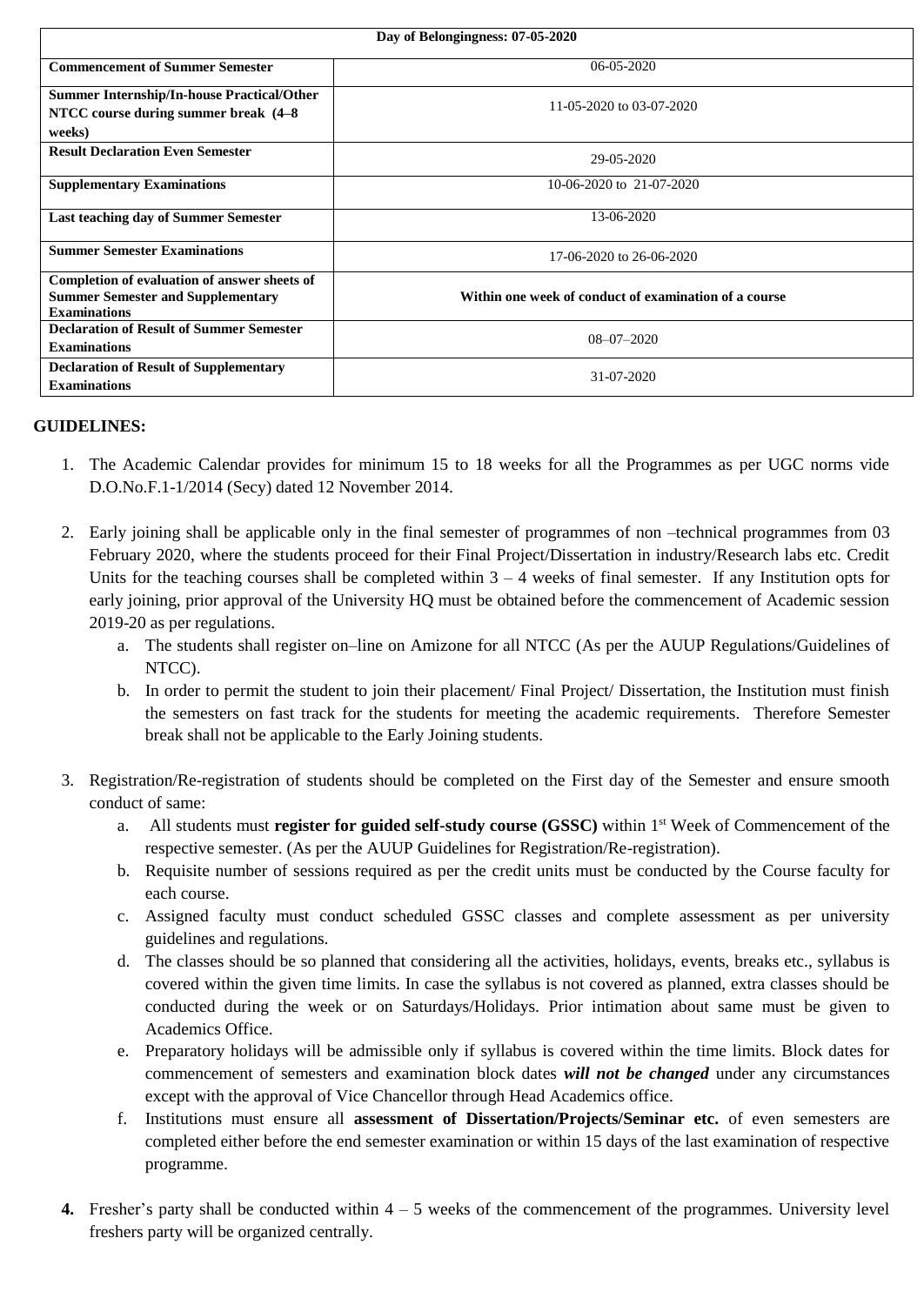| Day of Belongingness: 07-05-2020 | |
|---|---|
| **Commencement of Summer Semester** | 06-05-2020 |
| **Summer Internship/In-house Practical/Other NTCC course during summer break (4–8 weeks)** | 11-05-2020 to 03-07-2020 |
| **Result Declaration Even Semester** | 29-05-2020 |
| **Supplementary Examinations** | 10-06-2020 to 21-07-2020 |
| **Last teaching day of Summer Semester** | 13-06-2020 |
| **Summer Semester Examinations** | 17-06-2020 to 26-06-2020 |
| **Completion of evaluation of answer sheets of Summer Semester and Supplementary Examinations** | **Within one week of conduct of examination of a course** |
| **Declaration of Result of Summer Semester Examinations** | 08–07–2020 |
| **Declaration of Result of Supplementary Examinations** | 31-07-2020 |

**GUIDELINES:**

1. The Academic Calendar provides for minimum 15 to 18 weeks for all the Programmes as per UGC norms vide D.O.No.F.1-1/2014 (Secy) dated 12 November 2014.

2. Early joining shall be applicable only in the final semester of programmes of non –technical programmes from 03 February 2020, where the students proceed for their Final Project/Dissertation in industry/Research labs etc. Credit Units for the teaching courses shall be completed within 3 – 4 weeks of final semester. If any Institution opts for early joining, prior approval of the University HQ must be obtained before the commencement of Academic session 2019-20 as per regulations.
   a. The students shall register on–line on Amizone for all NTCC (As per the AUUP Regulations/Guidelines of NTCC).
   b. In order to permit the student to join their placement/ Final Project/ Dissertation, the Institution must finish the semesters on fast track for the students for meeting the academic requirements. Therefore Semester break shall not be applicable to the Early Joining students.

3. Registration/Re-registration of students should be completed on the First day of the Semester and ensure smooth conduct of same:
   a. All students must **register for guided self-study course (GSSC)** within 1st Week of Commencement of the respective semester. (As per the AUUP Guidelines for Registration/Re-registration).
   b. Requisite number of sessions required as per the credit units must be conducted by the Course faculty for each course.
   c. Assigned faculty must conduct scheduled GSSC classes and complete assessment as per university guidelines and regulations.
   d. The classes should be so planned that considering all the activities, holidays, events, breaks etc., syllabus is covered within the given time limits. In case the syllabus is not covered as planned, extra classes should be conducted during the week or on Saturdays/Holidays. Prior intimation about same must be given to Academics Office.
   e. Preparatory holidays will be admissible only if syllabus is covered within the time limits. Block dates for commencement of semesters and examination block dates ***will not be changed*** under any circumstances except with the approval of Vice Chancellor through Head Academics office.
   f. Institutions must ensure all **assessment of Dissertation/Projects/Seminar etc.** of even semesters are completed either before the end semester examination or within 15 days of the last examination of respective programme.

4. Fresher's party shall be conducted within 4 – 5 weeks of the commencement of the programmes. University level freshers party will be organized centrally.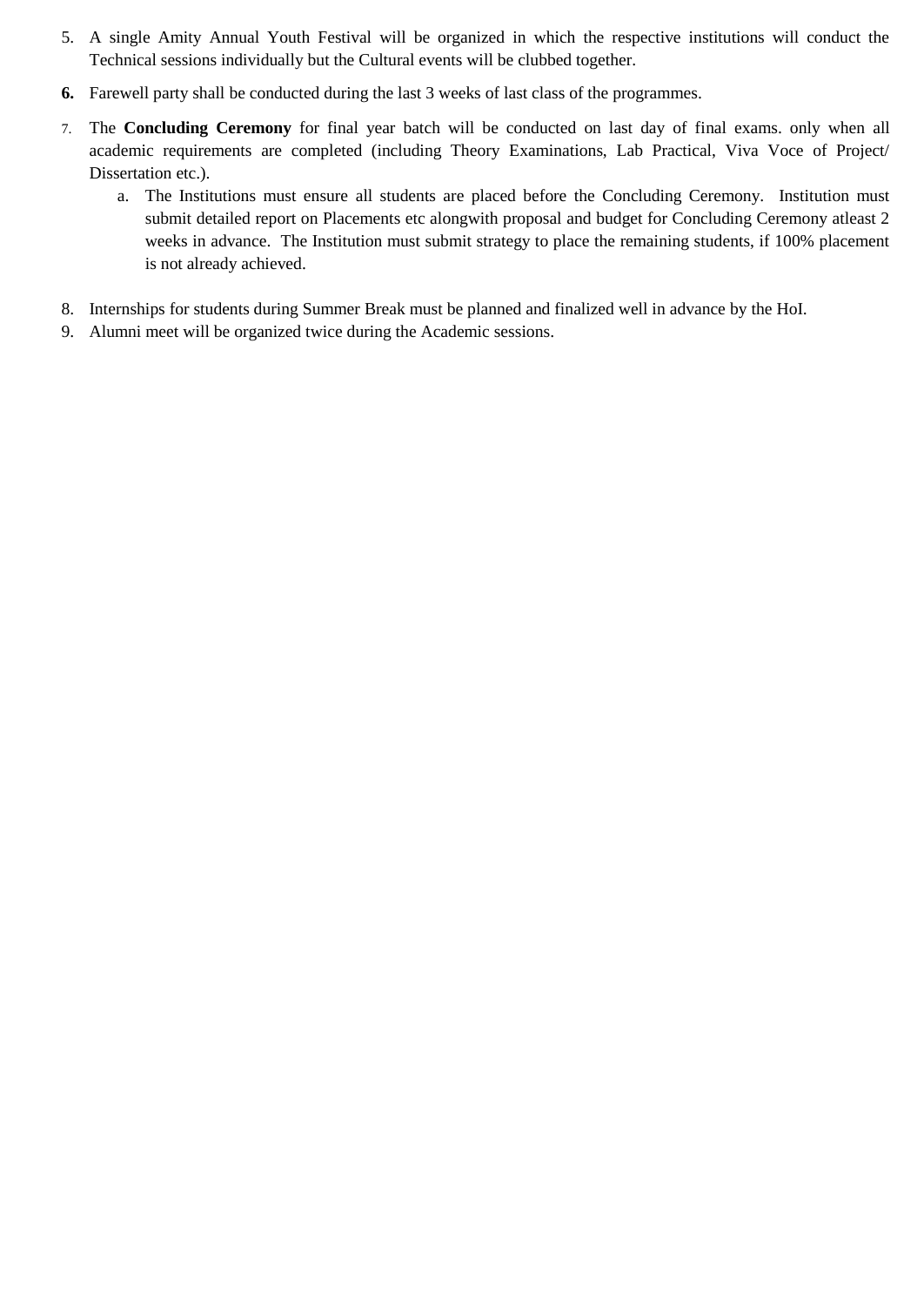5. A single Amity Annual Youth Festival will be organized in which the respective institutions will conduct the Technical sessions individually but the Cultural events will be clubbed together.
6. Farewell party shall be conducted during the last 3 weeks of last class of the programmes.
7. The **Concluding Ceremony** for final year batch will be conducted on last day of final exams. only when all academic requirements are completed (including Theory Examinations, Lab Practical, Viva Voce of Project/ Dissertation etc.).
    a. The Institutions must ensure all students are placed before the Concluding Ceremony. Institution must submit detailed report on Placements etc alongwith proposal and budget for Concluding Ceremony atleast 2 weeks in advance. The Institution must submit strategy to place the remaining students, if 100% placement is not already achieved.
8. Internships for students during Summer Break must be planned and finalized well in advance by the HoI.
9. Alumni meet will be organized twice during the Academic sessions.